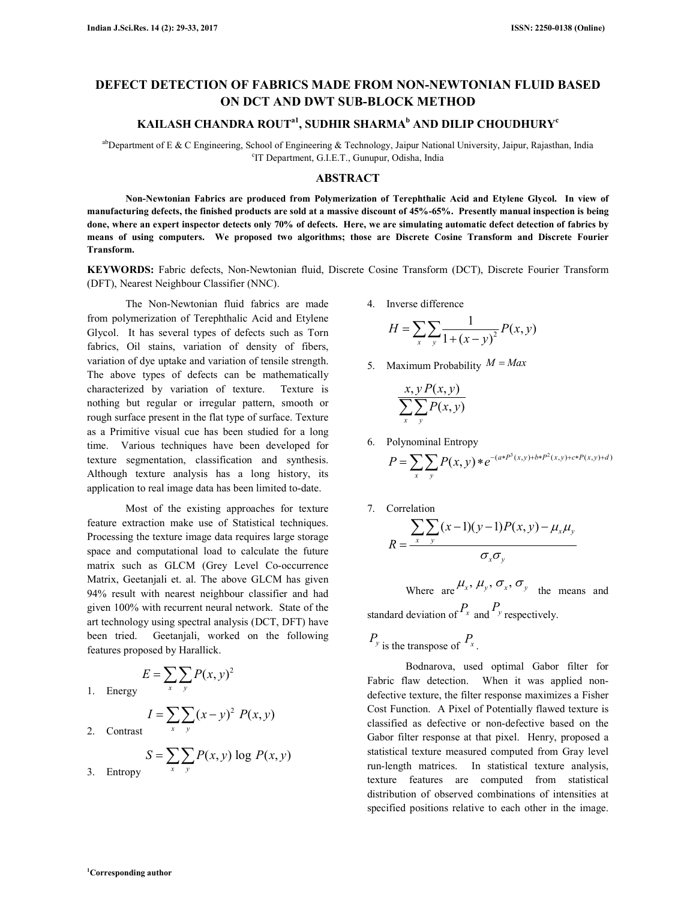# DEFECT DETECTION OF FABRICS MADE FROM NON-NEWTONIAN FLUID BASED ON DCT AND DWT SUB-BLOCK METHOD

## KAILASH CHANDRA ROUT[a1], SUDHIR SHARMA[b] AND DILIP CHOUDHURY[c]

[ab]Department of E & C Engineering, School of Engineering & Technology, Jaipur National University, Jaipur, Rajasthan, India
[c]IT Department, G.I.E.T., Gunupur, Odisha, India

## ABSTRACT

**Non-Newtonian Fabrics are produced from Polymerization of Terephthalic Acid and Etylene Glycol. In view of manufacturing defects, the finished products are sold at a massive discount of 45%-65%. Presently manual inspection is being done, where an expert inspector detects only 70% of defects. Here, we are simulating automatic defect detection of fabrics by means of using computers. We proposed two algorithms; those are Discrete Cosine Transform and Discrete Fourier Transform.**

**KEYWORDS:** Fabric defects, Non-Newtonian fluid, Discrete Cosine Transform (DCT), Discrete Fourier Transform (DFT), Nearest Neighbour Classifier (NNC).

The Non-Newtonian fluid fabrics are made from polymerization of Terephthalic Acid and Etylene Glycol. It has several types of defects such as Torn fabrics, Oil stains, variation of density of fibers, variation of dye uptake and variation of tensile strength. The above types of defects can be mathematically characterized by variation of texture. Texture is nothing but regular or irregular pattern, smooth or rough surface present in the flat type of surface. Texture as a Primitive visual cue has been studied for a long time. Various techniques have been developed for texture segmentation, classification and synthesis. Although texture analysis has a long history, its application to real image data has been limited to-date.

Most of the existing approaches for texture feature extraction make use of Statistical techniques. Processing the texture image data requires large storage space and computational load to calculate the future matrix such as GLCM (Grey Level Co-occurrence Matrix, Geetanjali et. al. The above GLCM has given 94% result with nearest neighbour classifier and had given 100% with recurrent neural network. State of the art technology using spectral analysis (DCT, DFT) have been tried. Geetanjali, worked on the following features proposed by Harallick.

1. Energy $$E = \sum_x \sum_y P(x,y)^2$$

2. Contrast $$I = \sum_x \sum_y (x-y)^2 \; P(x,y)$$

3. Entropy $$S = \sum_x \sum_y P(x,y) \log P(x,y)$$

4. Inverse difference
$$H = \sum_x \sum_y \frac{1}{1+(x-y)^2} P(x,y)$$

5. Maximum Probability $M = Max$
$$\frac{x, y\, P(x,y)}{\sum_x \sum_y P(x,y)}$$

6. Polynominal Entropy
$$P = \sum_x \sum_y P(x,y) * e^{-(a*P^3(x,y)+b*P^2(x,y)+c*P(x,y)+d)}$$

7. Correlation
$$R = \frac{\sum_x \sum_y (x-1)(y-1)P(x,y) - \mu_x \mu_y}{\sigma_x \sigma_y}$$

Where are $\mu_x, \mu_y, \sigma_x, \sigma_y$ the means and standard deviation of $P_x$ and $P_y$ respectively.

$P_y$ is the transpose of $P_x$.

Bodnarova, used optimal Gabor filter for Fabric flaw detection. When it was applied non-defective texture, the filter response maximizes a Fisher Cost Function. A Pixel of Potentially flawed texture is classified as defective or non-defective based on the Gabor filter response at that pixel. Henry, proposed a statistical texture measured computed from Gray level run-length matrices. In statistical texture analysis, texture features are computed from statistical distribution of observed combinations of intensities at specified positions relative to each other in the image.

[1]Corresponding author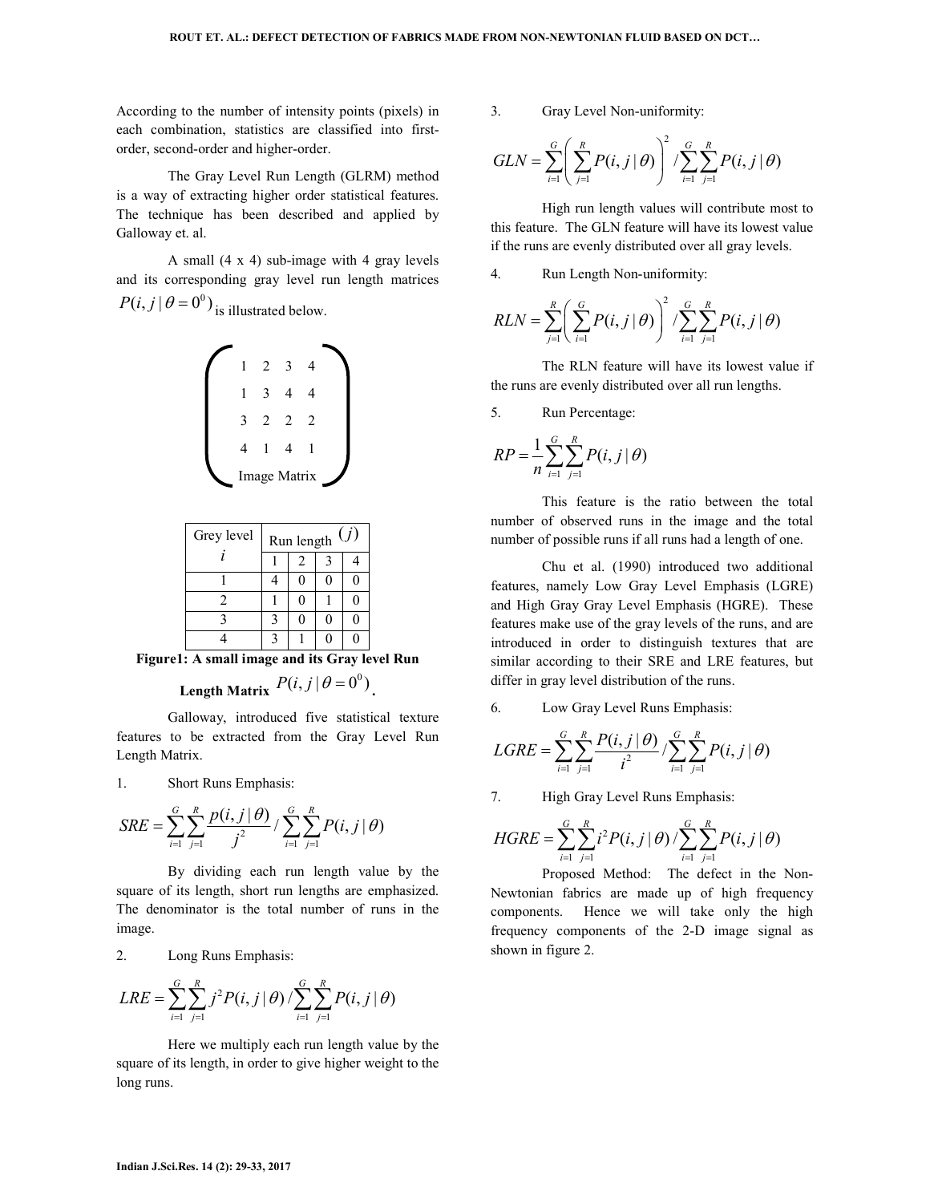According to the number of intensity points (pixels) in each combination, statistics are classified into first-order, second-order and higher-order.

The Gray Level Run Length (GLRM) method is a way of extracting higher order statistical features. The technique has been described and applied by Galloway et. al.

A small (4 x 4) sub-image with 4 gray levels and its corresponding gray level run length matrices $P(i, j \mid \theta = 0^0)$ is illustrated below.

$$
\begin{pmatrix}
1 & 2 & 3 & 4 \\
1 & 3 & 4 & 4 \\
3 & 2 & 2 & 2 \\
4 & 1 & 4 & 1
\end{pmatrix}
$$

Image Matrix

| Grey level $i$ | Run length $(j)$ | | | |
|---|---|---|---|---|
| | 1 | 2 | 3 | 4 |
| 1 | 4 | 0 | 0 | 0 |
| 2 | 1 | 0 | 1 | 0 |
| 3 | 3 | 0 | 0 | 0 |
| 4 | 3 | 1 | 0 | 0 |

**Figure1: A small image and its Gray level Run Length Matrix $P(i, j \mid \theta = 0^0)$.**

Galloway, introduced five statistical texture features to be extracted from the Gray Level Run Length Matrix.

1. Short Runs Emphasis:

$$SRE = \sum_{i=1}^{G} \sum_{j=1}^{R} \frac{p(i, j \mid \theta)}{j^2} / \sum_{i=1}^{G} \sum_{j=1}^{R} P(i, j \mid \theta)$$

By dividing each run length value by the square of its length, short run lengths are emphasized. The denominator is the total number of runs in the image.

2. Long Runs Emphasis:

$$LRE = \sum_{i=1}^{G} \sum_{j=1}^{R} j^2 P(i, j \mid \theta) / \sum_{i=1}^{G} \sum_{j=1}^{R} P(i, j \mid \theta)$$

Here we multiply each run length value by the square of its length, in order to give higher weight to the long runs.

3. Gray Level Non-uniformity:

$$GLN = \sum_{i=1}^{G} \left( \sum_{j=1}^{R} P(i, j \mid \theta) \right)^2 / \sum_{i=1}^{G} \sum_{j=1}^{R} P(i, j \mid \theta)$$

High run length values will contribute most to this feature. The GLN feature will have its lowest value if the runs are evenly distributed over all gray levels.

4. Run Length Non-uniformity:

$$RLN = \sum_{j=1}^{R} \left( \sum_{i=1}^{G} P(i, j \mid \theta) \right)^2 / \sum_{i=1}^{G} \sum_{j=1}^{R} P(i, j \mid \theta)$$

The RLN feature will have its lowest value if the runs are evenly distributed over all run lengths.

5. Run Percentage:

$$RP = \frac{1}{n} \sum_{i=1}^{G} \sum_{j=1}^{R} P(i, j \mid \theta)$$

This feature is the ratio between the total number of observed runs in the image and the total number of possible runs if all runs had a length of one.

Chu et al. (1990) introduced two additional features, namely Low Gray Level Emphasis (LGRE) and High Gray Gray Level Emphasis (HGRE). These features make use of the gray levels of the runs, and are introduced in order to distinguish textures that are similar according to their SRE and LRE features, but differ in gray level distribution of the runs.

6. Low Gray Level Runs Emphasis:

$$LGRE = \sum_{i=1}^{G} \sum_{j=1}^{R} \frac{P(i, j \mid \theta)}{i^2} / \sum_{i=1}^{G} \sum_{j=1}^{R} P(i, j \mid \theta)$$

7. High Gray Level Runs Emphasis:

$$HGRE = \sum_{i=1}^{G} \sum_{j=1}^{R} i^2 P(i, j \mid \theta) / \sum_{i=1}^{G} \sum_{j=1}^{R} P(i, j \mid \theta)$$

Proposed Method: The defect in the Non-Newtonian fabrics are made up of high frequency components. Hence we will take only the high frequency components of the 2-D image signal as shown in figure 2.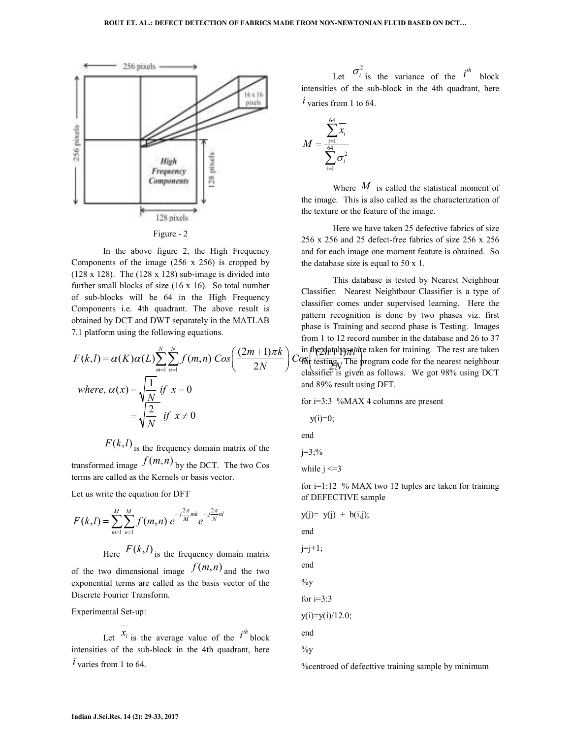Figure - 2

In the above figure 2, the High Frequency Components of the image (256 x 256) is cropped by (128 x 128). The (128 x 128) sub-image is divided into further small blocks of size (16 x 16). So total number of sub-blocks will be 64 in the High Frequency Components i.e. 4th quadrant. The above result is obtained by DCT and DWT separately in the MATLAB 7.1 platform using the following equations.

$$F(k,l) = \alpha(K)\alpha(L)\sum_{m=1}^{N}\sum_{n=1}^{N} f(m,n)\ Cos\left(\frac{(2m+1)\pi k}{2N}\right) Cos\left(\frac{(2n+1)\pi l}{2N}\right)$$

$$where,\ \alpha(x) = \sqrt{\frac{1}{N}}\ if\ \ x = 0$$

$$= \sqrt{\frac{2}{N}}\ \ if\ \ x \neq 0$$

$F(k,l)$ is the frequency domain matrix of the transformed image $f(m,n)$ by the DCT. The two Cos terms are called as the Kernels or basis vector.

Let us write the equation for DFT

$$F(k,l) = \sum_{m=1}^{M}\sum_{n=1}^{M} f(m,n)\ e^{-j\frac{2\pi}{M}mk}\ e^{-j\frac{2\pi}{N}nl}$$

Here $F(k,l)$ is the frequency domain matrix of the two dimensional image $f(m,n)$ and the two exponential terms are called as the basis vector of the Discrete Fourier Transform.

Experimental Set-up:

Let $\overline{x_i}$ is the average value of the $i^{th}$ block intensities of the sub-block in the 4th quadrant, here $i$ varies from 1 to 64.

Let $\sigma_i^2$ is the variance of the $i^{th}$ block intensities of the sub-block in the 4th quadrant, here $i$ varies from 1 to 64.

$$M = \frac{\sum_{i=1}^{64}\overline{x_i}}{\sum_{i=1}^{64}\sigma_i^2}$$

Where $M$ is called the statistical moment of the image. This is also called as the characterization of the texture or the feature of the image.

Here we have taken 25 defective fabrics of size 256 x 256 and 25 defect-free fabrics of size 256 x 256 and for each image one moment feature is obtained. So the database size is equal to 50 x 1.

This database is tested by Nearest Neighbour Classifier. Nearest Neightbour Classifier is a type of classifier comes under supervised learning. Here the pattern recognition is done by two phases viz. first phase is Training and second phase is Testing. Images from 1 to 12 record number in the database and 26 to 37 in the database are taken for training. The rest are taken for testing. The program code for the nearest neighbour classifier is given as follows. We got 98% using DCT and 89% result using DFT.

```
for i=3:3  %MAX 4 columns are present
   y(i)=0;
end
j=3;%
while j <=3
for i=1:12  % MAX two 12 tuples are taken for training of DEFECTIVE sample
y(j)=  y(j)  +  b(i,j);
end
j=j+1;
end
%y
for i=3:3
y(i)=y(i)/12.0;
end
%y
%centroed of defecttive training sample by minimum
```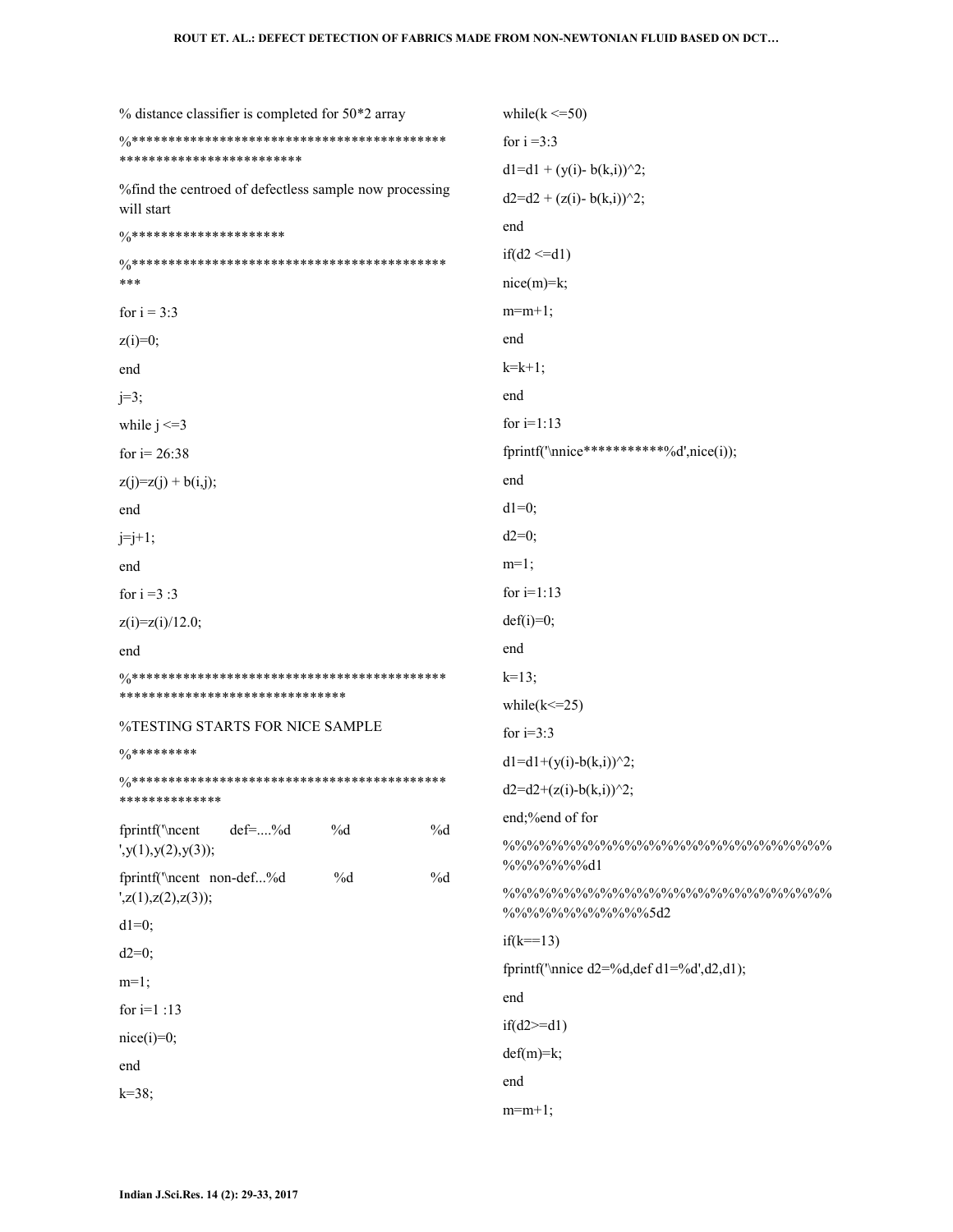```
% distance classifier is completed for 50*2 array
%*******************************************
*************************
%find the centroed of defectless sample now processing
will start
%*********************
%*******************************************
***
for i = 3:3
z(i)=0;
end
j=3;
while j <=3
for i= 26:38
z(j)=z(j) + b(i,j);
end
j=j+1;
end
for i =3 :3
z(i)=z(i)/12.0;
end
%*******************************************
*******************************
%TESTING STARTS FOR NICE SAMPLE
%*********
%*******************************************
**************
fprintf('\ncent      def=....%d         %d                %d
',y(1),y(2),y(3));
fprintf('\ncent   non-def...%d          %d                %d
',z(1),z(2),z(3));
d1=0;
d2=0;
m=1;
for i=1 :13
nice(i)=0;
end
k=38;
while(k <=50)
for i =3:3
d1=d1 + (y(i)- b(k,i))^2;
d2=d2 + (z(i)- b(k,i))^2;
end
if(d2 <=d1)
nice(m)=k;
m=m+1;
end
k=k+1;
end
for i=1:13
fprintf('\nnice***********%d',nice(i));
end
d1=0;
d2=0;
m=1;
for i=1:13
def(i)=0;
end
k=13;
while(k<=25)
for i=3:3
d1=d1+(y(i)-b(k,i))^2;
d2=d2+(z(i)-b(k,i))^2;
end;%end of for
%%%%%%%%%%%%%%%%%%%%%%%%%%%%%
%%%%%%%d1
%%%%%%%%%%%%%%%%%%%%%%%%%%%%%
%%%%%%%%%%%%5d2
if(k==13)
fprintf('\nnice d2=%d,def d1=%d',d2,d1);
end
if(d2>=d1)
def(m)=k;
end
m=m+1;
```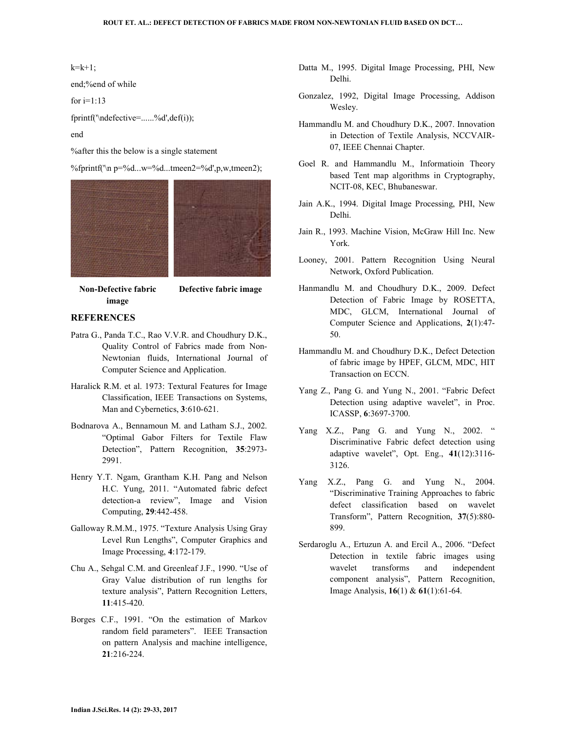```
k=k+1;

end;%end of while

for i=1:13

fprintf('\ndefective=......%d',def(i));

end

%after this the below is a single statement

%fprintf('\n p=%d...w=%d...tmeen2=%d',p,w,tmeen2);
```

**Non-Defective fabric image** **Defective fabric image**

## REFERENCES

Patra G., Panda T.C., Rao V.V.R. and Choudhury D.K., Quality Control of Fabrics made from Non-Newtonian fluids, International Journal of Computer Science and Application.

Haralick R.M. et al. 1973: Textural Features for Image Classification, IEEE Transactions on Systems, Man and Cybernetics, **3**:610-621.

Bodnarova A., Bennamoun M. and Latham S.J., 2002. "Optimal Gabor Filters for Textile Flaw Detection", Pattern Recognition, **35**:2973-2991.

Henry Y.T. Ngam, Grantham K.H. Pang and Nelson H.C. Yung, 2011. "Automated fabric defect detection-a review", Image and Vision Computing, **29**:442-458.

Galloway R.M.M., 1975. "Texture Analysis Using Gray Level Run Lengths", Computer Graphics and Image Processing, **4**:172-179.

Chu A., Sehgal C.M. and Greenleaf J.F., 1990. "Use of Gray Value distribution of run lengths for texture analysis", Pattern Recognition Letters, **11**:415-420.

Borges C.F., 1991. "On the estimation of Markov random field parameters". IEEE Transaction on pattern Analysis and machine intelligence, **21**:216-224.

Datta M., 1995. Digital Image Processing, PHI, New Delhi.

Gonzalez, 1992, Digital Image Processing, Addison Wesley.

Hammandlu M. and Choudhury D.K., 2007. Innovation in Detection of Textile Analysis, NCCVAIR-07, IEEE Chennai Chapter.

Goel R. and Hammandlu M., Informatioin Theory based Tent map algorithms in Cryptography, NCIT-08, KEC, Bhubaneswar.

Jain A.K., 1994. Digital Image Processing, PHI, New Delhi.

Jain R., 1993. Machine Vision, McGraw Hill Inc. New York.

Looney, 2001. Pattern Recognition Using Neural Network, Oxford Publication.

Hanmandlu M. and Choudhury D.K., 2009. Defect Detection of Fabric Image by ROSETTA, MDC, GLCM, International Journal of Computer Science and Applications, **2**(1):47-50.

Hammandlu M. and Choudhury D.K., Defect Detection of fabric image by HPEF, GLCM, MDC, HIT Transaction on ECCN.

Yang Z., Pang G. and Yung N., 2001. "Fabric Defect Detection using adaptive wavelet", in Proc. ICASSP, **6**:3697-3700.

Yang X.Z., Pang G. and Yung N., 2002. " Discriminative Fabric defect detection using adaptive wavelet", Opt. Eng., **41**(12):3116-3126.

Yang X.Z., Pang G. and Yung N., 2004. "Discriminative Training Approaches to fabric defect classification based on wavelet Transform", Pattern Recognition, **37**(5):880-899.

Serdaroglu A., Ertuzun A. and Ercil A., 2006. "Defect Detection in textile fabric images using wavelet transforms and independent component analysis", Pattern Recognition, Image Analysis, **16**(1) & **61**(1):61-64.